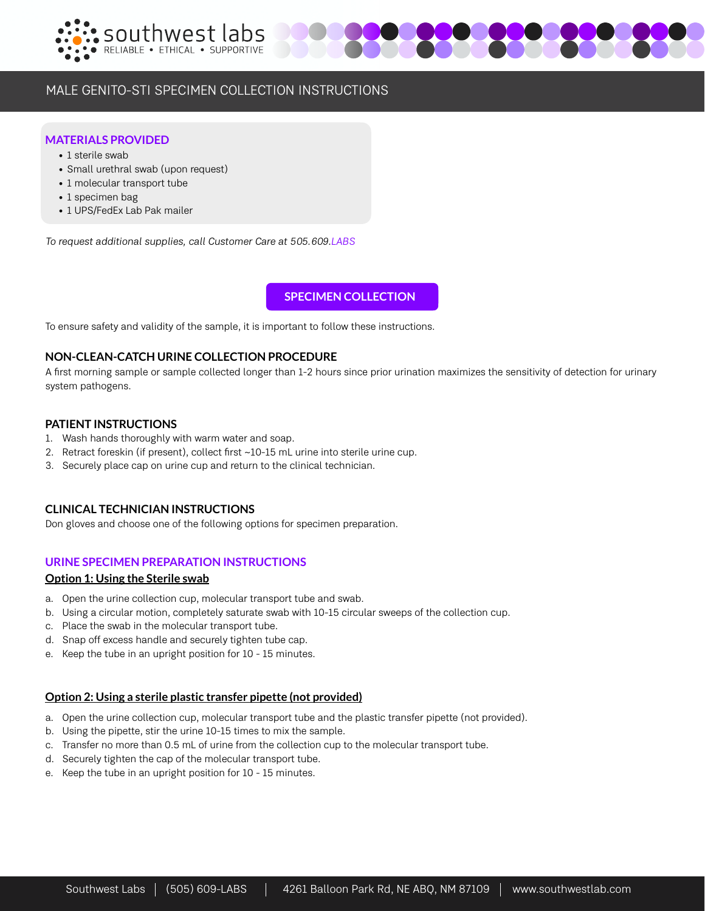# MALE GENITO-STI SPECIMEN COLLECTION INSTRUCTIONS

**MATERIALS PROVIDED**

- 1 sterile swab
- Small urethral swab (upon request)
- 1 molecular transport tube
- 1 specimen bag
- 1 UPS/FedEx Lab Pak mailer

*To request additional supplies, call Customer Care at 505.609.LABS*

## SPECIMEN COLLECTION

To ensure safety and validity of the sample, it is important to follow these instructions.

### NON-CLEAN-CATCH URINE COLLECTION PROCEDURE

A first morning sample or sample collected longer than 1-2 hours since prior urination maximizes the sensitivity of detection for urinary system pathogens.

### PATIENT INSTRUCTIONS

1. Wash hands thoroughly with warm water and soap.
2. Retract foreskin (if present), collect first ~10-15 mL urine into sterile urine cup.
3. Securely place cap on urine cup and return to the clinical technician.

### CLINICAL TECHNICIAN INSTRUCTIONS

Don gloves and choose one of the following options for specimen preparation.

### URINE SPECIMEN PREPARATION INSTRUCTIONS

**Option 1: Using the Sterile swab**

a. Open the urine collection cup, molecular transport tube and swab.
b. Using a circular motion, completely saturate swab with 10-15 circular sweeps of the collection cup.
c. Place the swab in the molecular transport tube.
d. Snap off excess handle and securely tighten tube cap.
e. Keep the tube in an upright position for 10 - 15 minutes.

**Option 2: Using a sterile plastic transfer pipette (not provided)**

a. Open the urine collection cup, molecular transport tube and the plastic transfer pipette (not provided).
b. Using the pipette, stir the urine 10-15 times to mix the sample.
c. Transfer no more than 0.5 mL of urine from the collection cup to the molecular transport tube.
d. Securely tighten the cap of the molecular transport tube.
e. Keep the tube in an upright position for 10 - 15 minutes.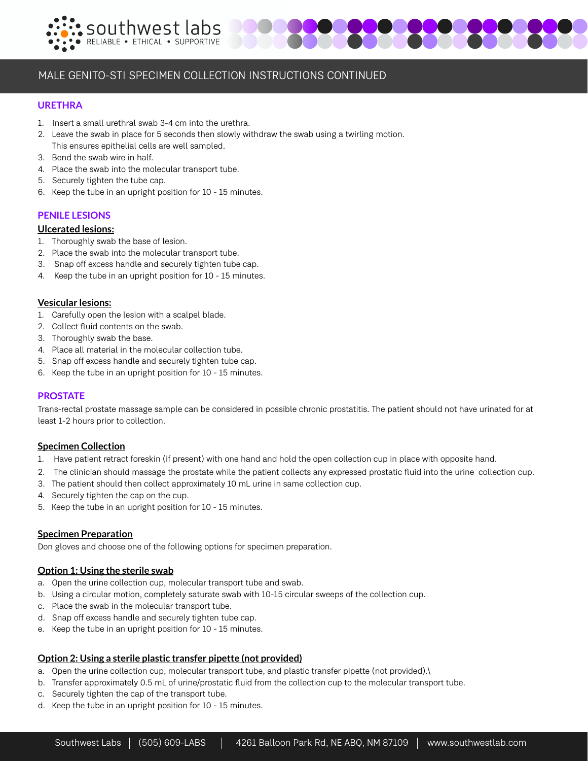# MALE GENITO-STI SPECIMEN COLLECTION INSTRUCTIONS CONTINUED

## URETHRA

1. Insert a small urethral swab 3-4 cm into the urethra.
2. Leave the swab in place for 5 seconds then slowly withdraw the swab using a twirling motion. This ensures epithelial cells are well sampled.
3. Bend the swab wire in half.
4. Place the swab into the molecular transport tube.
5. Securely tighten the tube cap.
6. Keep the tube in an upright position for 10 - 15 minutes.

## PENILE LESIONS

### Ulcerated lesions:

1. Thoroughly swab the base of lesion.
2. Place the swab into the molecular transport tube.
3. Snap off excess handle and securely tighten tube cap.
4. Keep the tube in an upright position for 10 - 15 minutes.

### Vesicular lesions:

1. Carefully open the lesion with a scalpel blade.
2. Collect fluid contents on the swab.
3. Thoroughly swab the base.
4. Place all material in the molecular collection tube.
5. Snap off excess handle and securely tighten tube cap.
6. Keep the tube in an upright position for 10 - 15 minutes.

## PROSTATE

Trans-rectal prostate massage sample can be considered in possible chronic prostatitis. The patient should not have urinated for at least 1-2 hours prior to collection.

### Specimen Collection

1. Have patient retract foreskin (if present) with one hand and hold the open collection cup in place with opposite hand.
2. The clinician should massage the prostate while the patient collects any expressed prostatic fluid into the urine collection cup.
3. The patient should then collect approximately 10 mL urine in same collection cup.
4. Securely tighten the cap on the cup.
5. Keep the tube in an upright position for 10 - 15 minutes.

### Specimen Preparation

Don gloves and choose one of the following options for specimen preparation.

### Option 1: Using the sterile swab

a. Open the urine collection cup, molecular transport tube and swab.
b. Using a circular motion, completely saturate swab with 10-15 circular sweeps of the collection cup.
c. Place the swab in the molecular transport tube.
d. Snap off excess handle and securely tighten tube cap.
e. Keep the tube in an upright position for 10 - 15 minutes.

### Option 2: Using a sterile plastic transfer pipette (not provided)

a. Open the urine collection cup, molecular transport tube, and plastic transfer pipette (not provided).\
b. Transfer approximately 0.5 mL of urine/prostatic fluid from the collection cup to the molecular transport tube.
c. Securely tighten the cap of the transport tube.
d. Keep the tube in an upright position for 10 - 15 minutes.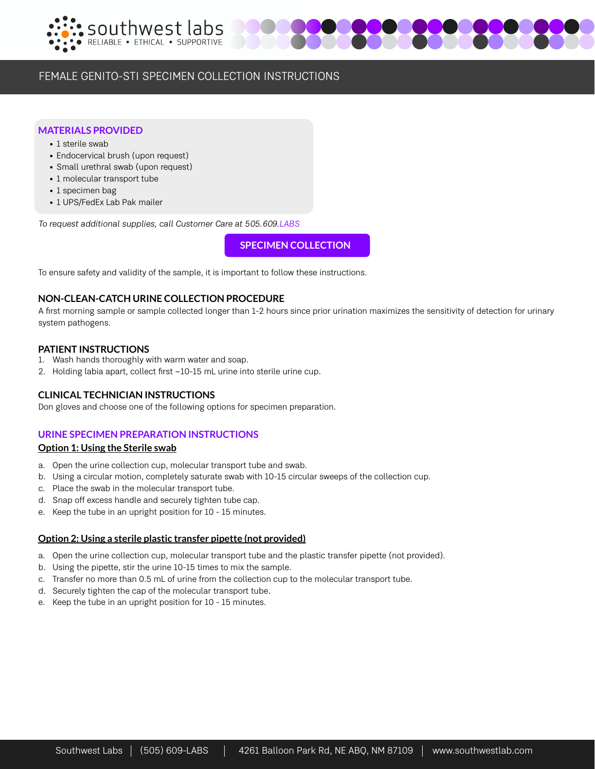# FEMALE GENITO-STI SPECIMEN COLLECTION INSTRUCTIONS

## MATERIALS PROVIDED

- 1 sterile swab
- Endocervical brush (upon request)
- Small urethral swab (upon request)
- 1 molecular transport tube
- 1 specimen bag
- 1 UPS/FedEx Lab Pak mailer

*To request additional supplies, call Customer Care at 505.609.LABS*

## SPECIMEN COLLECTION

To ensure safety and validity of the sample, it is important to follow these instructions.

### NON-CLEAN-CATCH URINE COLLECTION PROCEDURE

A first morning sample or sample collected longer than 1-2 hours since prior urination maximizes the sensitivity of detection for urinary system pathogens.

### PATIENT INSTRUCTIONS

1. Wash hands thoroughly with warm water and soap.
2. Holding labia apart, collect first ~10-15 mL urine into sterile urine cup.

### CLINICAL TECHNICIAN INSTRUCTIONS

Don gloves and choose one of the following options for specimen preparation.

### URINE SPECIMEN PREPARATION INSTRUCTIONS

**Option 1: Using the Sterile swab**

a. Open the urine collection cup, molecular transport tube and swab.
b. Using a circular motion, completely saturate swab with 10-15 circular sweeps of the collection cup.
c. Place the swab in the molecular transport tube.
d. Snap off excess handle and securely tighten tube cap.
e. Keep the tube in an upright position for 10 - 15 minutes.

**Option 2: Using a sterile plastic transfer pipette (not provided)**

a. Open the urine collection cup, molecular transport tube and the plastic transfer pipette (not provided).
b. Using the pipette, stir the urine 10-15 times to mix the sample.
c. Transfer no more than 0.5 mL of urine from the collection cup to the molecular transport tube.
d. Securely tighten the cap of the molecular transport tube.
e. Keep the tube in an upright position for 10 - 15 minutes.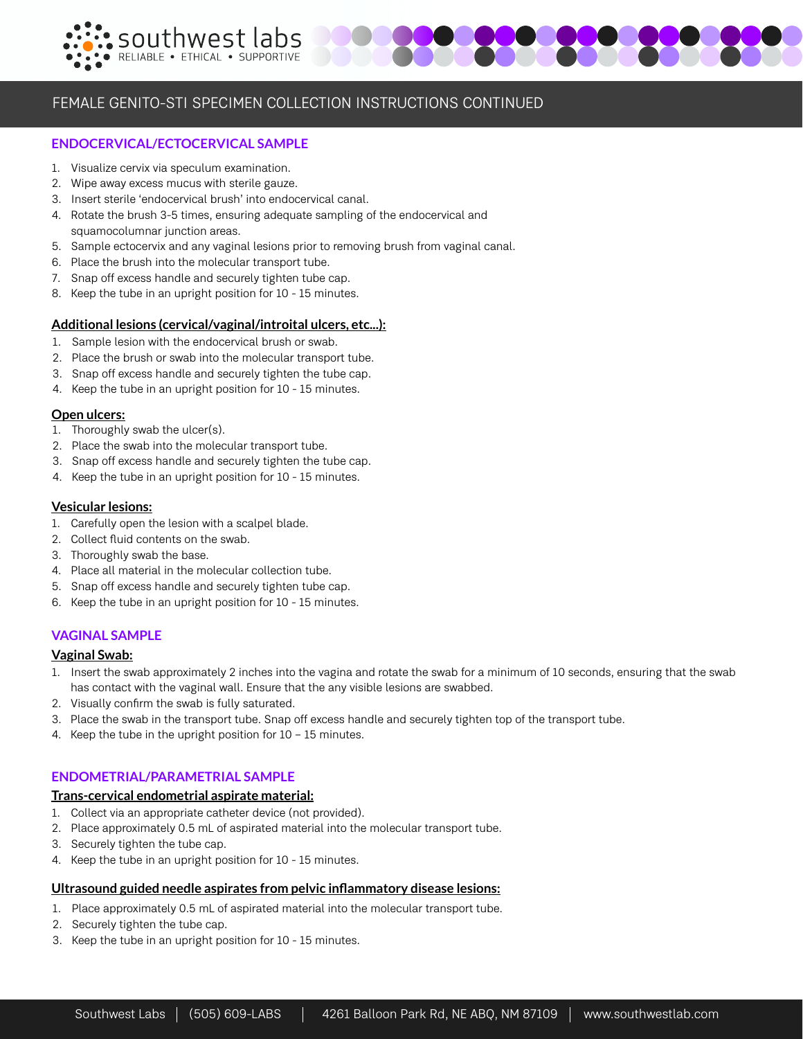## FEMALE GENITO-STI SPECIMEN COLLECTION INSTRUCTIONS CONTINUED

### ENDOCERVICAL/ECTOCERVICAL SAMPLE

1. Visualize cervix via speculum examination.
2. Wipe away excess mucus with sterile gauze.
3. Insert sterile 'endocervical brush' into endocervical canal.
4. Rotate the brush 3-5 times, ensuring adequate sampling of the endocervical and squamocolumnar junction areas.
5. Sample ectocervix and any vaginal lesions prior to removing brush from vaginal canal.
6. Place the brush into the molecular transport tube.
7. Snap off excess handle and securely tighten tube cap.
8. Keep the tube in an upright position for 10 - 15 minutes.

**Additional lesions (cervical/vaginal/introital ulcers, etc...):**

1. Sample lesion with the endocervical brush or swab.
2. Place the brush or swab into the molecular transport tube.
3. Snap off excess handle and securely tighten the tube cap.
4. Keep the tube in an upright position for 10 - 15 minutes.

**Open ulcers:**

1. Thoroughly swab the ulcer(s).
2. Place the swab into the molecular transport tube.
3. Snap off excess handle and securely tighten the tube cap.
4. Keep the tube in an upright position for 10 - 15 minutes.

**Vesicular lesions:**

1. Carefully open the lesion with a scalpel blade.
2. Collect fluid contents on the swab.
3. Thoroughly swab the base.
4. Place all material in the molecular collection tube.
5. Snap off excess handle and securely tighten tube cap.
6. Keep the tube in an upright position for 10 - 15 minutes.

### VAGINAL SAMPLE

**Vaginal Swab:**

1. Insert the swab approximately 2 inches into the vagina and rotate the swab for a minimum of 10 seconds, ensuring that the swab has contact with the vaginal wall. Ensure that the any visible lesions are swabbed.
2. Visually confirm the swab is fully saturated.
3. Place the swab in the transport tube. Snap off excess handle and securely tighten top of the transport tube.
4. Keep the tube in the upright position for 10 – 15 minutes.

### ENDOMETRIAL/PARAMETRIAL SAMPLE

**Trans-cervical endometrial aspirate material:**

1. Collect via an appropriate catheter device (not provided).
2. Place approximately 0.5 mL of aspirated material into the molecular transport tube.
3. Securely tighten the tube cap.
4. Keep the tube in an upright position for 10 - 15 minutes.

**Ultrasound guided needle aspirates from pelvic inflammatory disease lesions:**

1. Place approximately 0.5 mL of aspirated material into the molecular transport tube.
2. Securely tighten the tube cap.
3. Keep the tube in an upright position for 10 - 15 minutes.